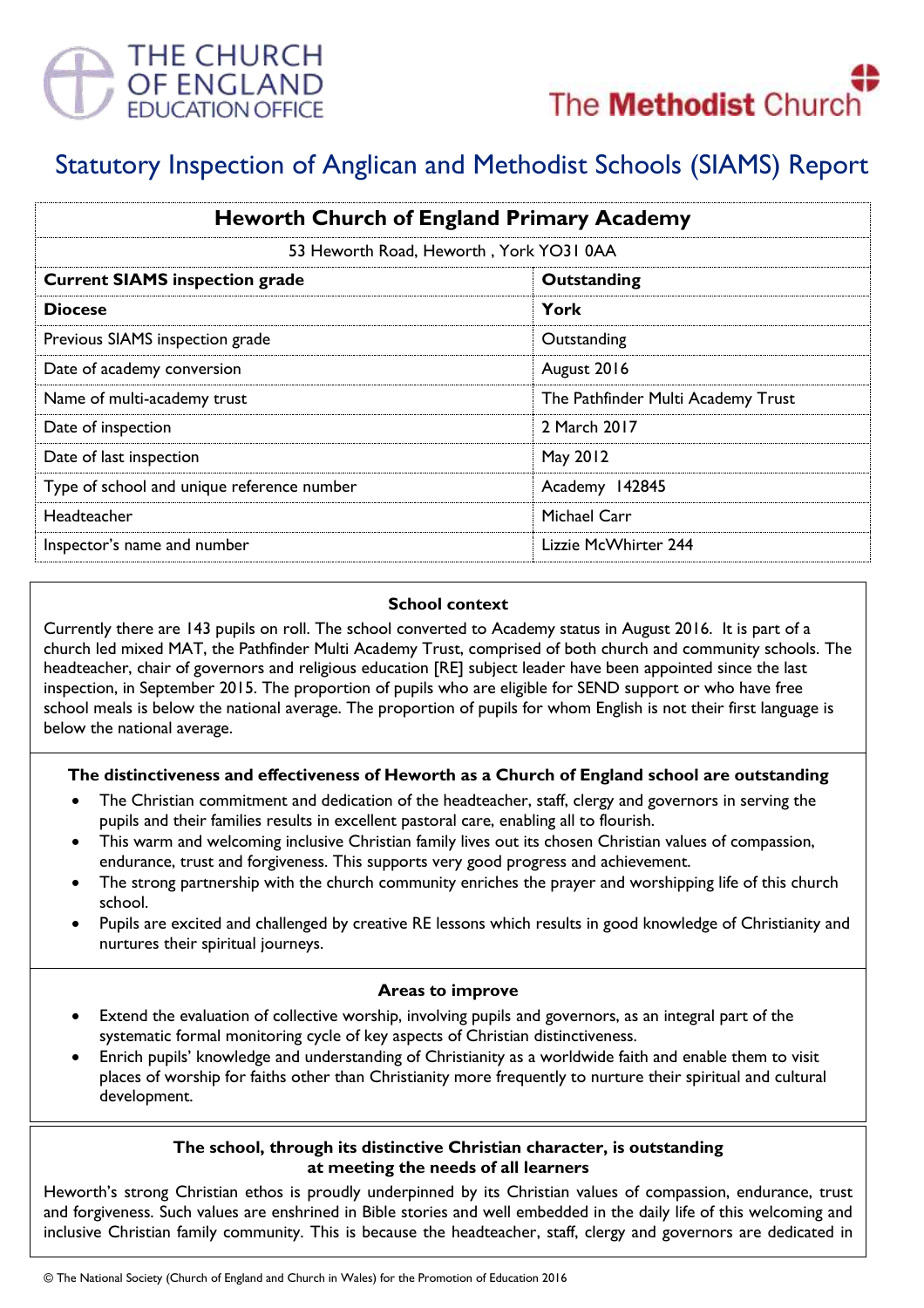THE CHURCH OF ENGLAND EDUCATION OFFICE

The Methodist Church

# Statutory Inspection of Anglican and Methodist Schools (SIAMS) Report

| Heworth Church of England Primary Academy | |
|---|---|
| 53 Heworth Road, Heworth , York YO31 0AA | |
| **Current SIAMS inspection grade** | **Outstanding** |
| **Diocese** | **York** |
| Previous SIAMS inspection grade | Outstanding |
| Date of academy conversion | August 2016 |
| Name of multi-academy trust | The Pathfinder Multi Academy Trust |
| Date of inspection | 2 March 2017 |
| Date of last inspection | May 2012 |
| Type of school and unique reference number | Academy 142845 |
| Headteacher | Michael Carr |
| Inspector's name and number | Lizzie McWhirter 244 |

### School context

Currently there are 143 pupils on roll. The school converted to Academy status in August 2016. It is part of a church led mixed MAT, the Pathfinder Multi Academy Trust, comprised of both church and community schools. The headteacher, chair of governors and religious education [RE] subject leader have been appointed since the last inspection, in September 2015. The proportion of pupils who are eligible for SEND support or who have free school meals is below the national average. The proportion of pupils for whom English is not their first language is below the national average.

### The distinctiveness and effectiveness of Heworth as a Church of England school are outstanding

- The Christian commitment and dedication of the headteacher, staff, clergy and governors in serving the pupils and their families results in excellent pastoral care, enabling all to flourish.
- This warm and welcoming inclusive Christian family lives out its chosen Christian values of compassion, endurance, trust and forgiveness. This supports very good progress and achievement.
- The strong partnership with the church community enriches the prayer and worshipping life of this church school.
- Pupils are excited and challenged by creative RE lessons which results in good knowledge of Christianity and nurtures their spiritual journeys.

### Areas to improve

- Extend the evaluation of collective worship, involving pupils and governors, as an integral part of the systematic formal monitoring cycle of key aspects of Christian distinctiveness.
- Enrich pupils' knowledge and understanding of Christianity as a worldwide faith and enable them to visit places of worship for faiths other than Christianity more frequently to nurture their spiritual and cultural development.

### The school, through its distinctive Christian character, is outstanding at meeting the needs of all learners

Heworth's strong Christian ethos is proudly underpinned by its Christian values of compassion, endurance, trust and forgiveness. Such values are enshrined in Bible stories and well embedded in the daily life of this welcoming and inclusive Christian family community. This is because the headteacher, staff, clergy and governors are dedicated in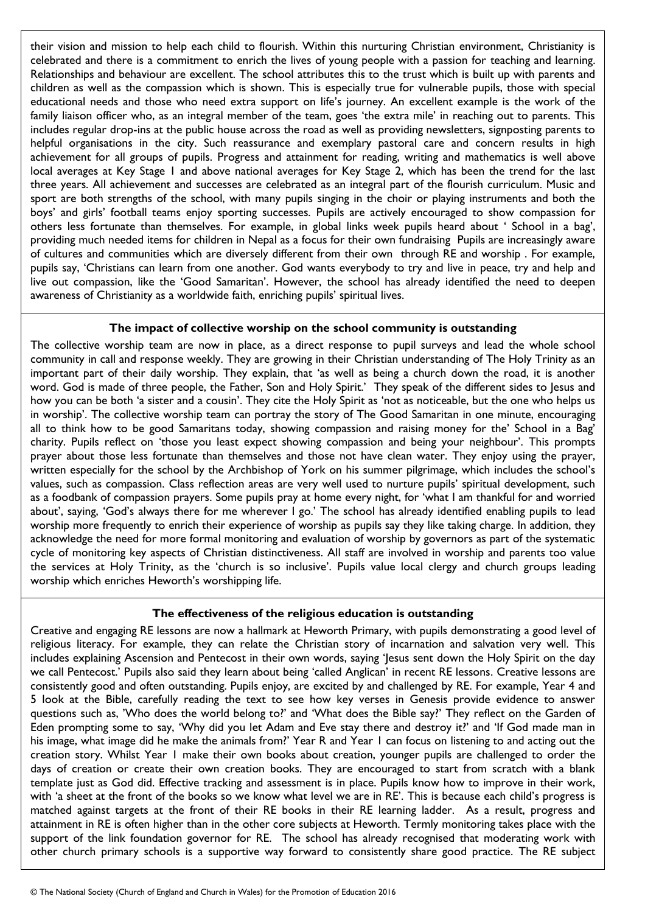their vision and mission to help each child to flourish. Within this nurturing Christian environment, Christianity is celebrated and there is a commitment to enrich the lives of young people with a passion for teaching and learning. Relationships and behaviour are excellent. The school attributes this to the trust which is built up with parents and children as well as the compassion which is shown. This is especially true for vulnerable pupils, those with special educational needs and those who need extra support on life's journey. An excellent example is the work of the family liaison officer who, as an integral member of the team, goes 'the extra mile' in reaching out to parents. This includes regular drop-ins at the public house across the road as well as providing newsletters, signposting parents to helpful organisations in the city. Such reassurance and exemplary pastoral care and concern results in high achievement for all groups of pupils. Progress and attainment for reading, writing and mathematics is well above local averages at Key Stage 1 and above national averages for Key Stage 2, which has been the trend for the last three years. All achievement and successes are celebrated as an integral part of the flourish curriculum. Music and sport are both strengths of the school, with many pupils singing in the choir or playing instruments and both the boys' and girls' football teams enjoy sporting successes. Pupils are actively encouraged to show compassion for others less fortunate than themselves. For example, in global links week pupils heard about ' School in a bag', providing much needed items for children in Nepal as a focus for their own fundraising Pupils are increasingly aware of cultures and communities which are diversely different from their own through RE and worship . For example, pupils say, 'Christians can learn from one another. God wants everybody to try and live in peace, try and help and live out compassion, like the 'Good Samaritan'. However, the school has already identified the need to deepen awareness of Christianity as a worldwide faith, enriching pupils' spiritual lives.

**The impact of collective worship on the school community is outstanding**

The collective worship team are now in place, as a direct response to pupil surveys and lead the whole school community in call and response weekly. They are growing in their Christian understanding of The Holy Trinity as an important part of their daily worship. They explain, that 'as well as being a church down the road, it is another word. God is made of three people, the Father, Son and Holy Spirit.' They speak of the different sides to Jesus and how you can be both 'a sister and a cousin'. They cite the Holy Spirit as 'not as noticeable, but the one who helps us in worship'. The collective worship team can portray the story of The Good Samaritan in one minute, encouraging all to think how to be good Samaritans today, showing compassion and raising money for the' School in a Bag' charity. Pupils reflect on 'those you least expect showing compassion and being your neighbour'. This prompts prayer about those less fortunate than themselves and those not have clean water. They enjoy using the prayer, written especially for the school by the Archbishop of York on his summer pilgrimage, which includes the school's values, such as compassion. Class reflection areas are very well used to nurture pupils' spiritual development, such as a foodbank of compassion prayers. Some pupils pray at home every night, for 'what I am thankful for and worried about', saying, 'God's always there for me wherever I go.' The school has already identified enabling pupils to lead worship more frequently to enrich their experience of worship as pupils say they like taking charge. In addition, they acknowledge the need for more formal monitoring and evaluation of worship by governors as part of the systematic cycle of monitoring key aspects of Christian distinctiveness. All staff are involved in worship and parents too value the services at Holy Trinity, as the 'church is so inclusive'. Pupils value local clergy and church groups leading worship which enriches Heworth's worshipping life.

**The effectiveness of the religious education is outstanding**

Creative and engaging RE lessons are now a hallmark at Heworth Primary, with pupils demonstrating a good level of religious literacy. For example, they can relate the Christian story of incarnation and salvation very well. This includes explaining Ascension and Pentecost in their own words, saying 'Jesus sent down the Holy Spirit on the day we call Pentecost.' Pupils also said they learn about being 'called Anglican' in recent RE lessons. Creative lessons are consistently good and often outstanding. Pupils enjoy, are excited by and challenged by RE. For example, Year 4 and 5 look at the Bible, carefully reading the text to see how key verses in Genesis provide evidence to answer questions such as, 'Who does the world belong to?' and 'What does the Bible say?' They reflect on the Garden of Eden prompting some to say, 'Why did you let Adam and Eve stay there and destroy it?' and 'If God made man in his image, what image did he make the animals from?' Year R and Year 1 can focus on listening to and acting out the creation story. Whilst Year 1 make their own books about creation, younger pupils are challenged to order the days of creation or create their own creation books. They are encouraged to start from scratch with a blank template just as God did. Effective tracking and assessment is in place. Pupils know how to improve in their work, with 'a sheet at the front of the books so we know what level we are in RE'. This is because each child's progress is matched against targets at the front of their RE books in their RE learning ladder. As a result, progress and attainment in RE is often higher than in the other core subjects at Heworth. Termly monitoring takes place with the support of the link foundation governor for RE. The school has already recognised that moderating work with other church primary schools is a supportive way forward to consistently share good practice. The RE subject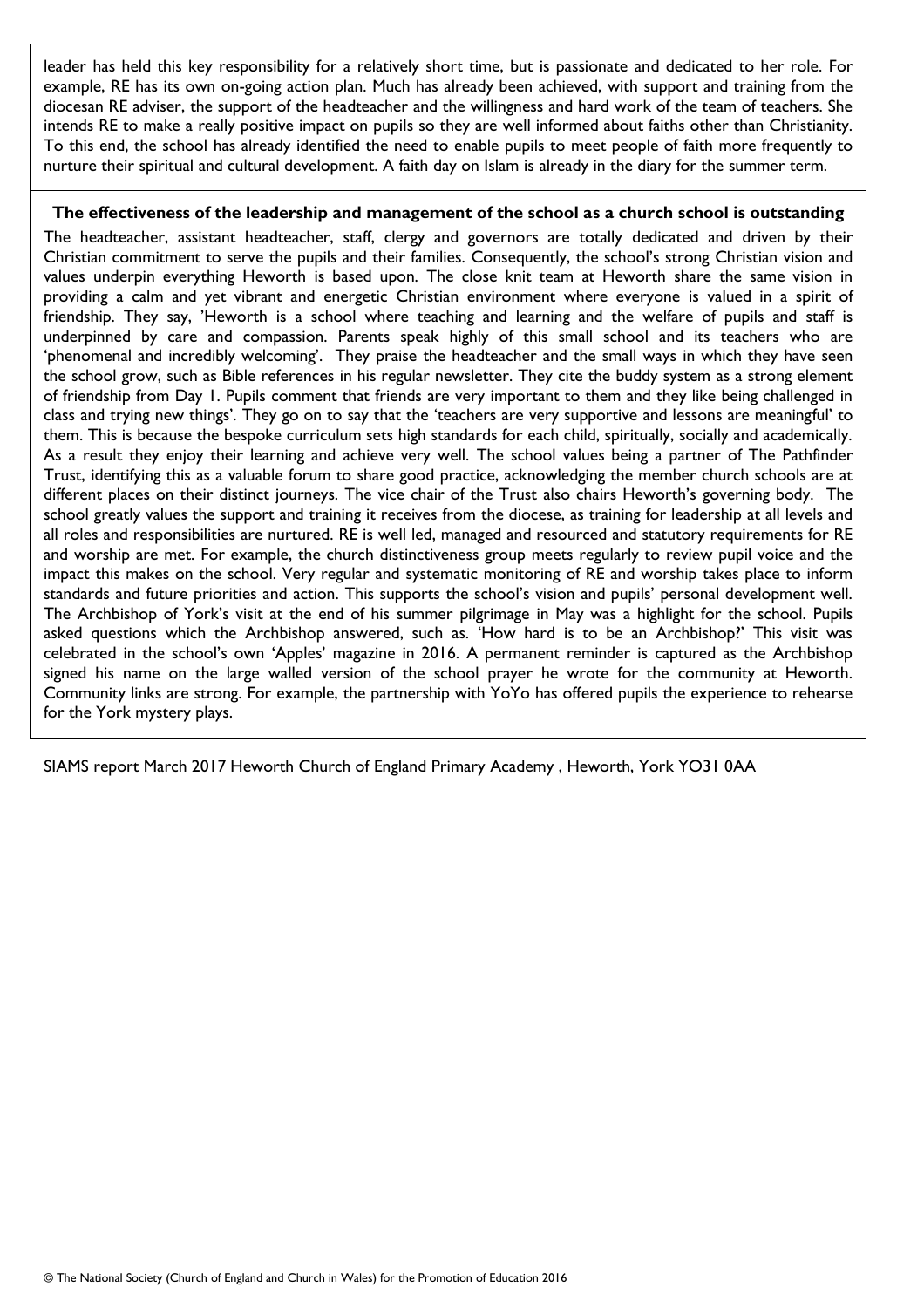leader has held this key responsibility for a relatively short time, but is passionate and dedicated to her role. For example, RE has its own on-going action plan. Much has already been achieved, with support and training from the diocesan RE adviser, the support of the headteacher and the willingness and hard work of the team of teachers. She intends RE to make a really positive impact on pupils so they are well informed about faiths other than Christianity. To this end, the school has already identified the need to enable pupils to meet people of faith more frequently to nurture their spiritual and cultural development. A faith day on Islam is already in the diary for the summer term.

**The effectiveness of the leadership and management of the school as a church school is outstanding**

The headteacher, assistant headteacher, staff, clergy and governors are totally dedicated and driven by their Christian commitment to serve the pupils and their families. Consequently, the school's strong Christian vision and values underpin everything Heworth is based upon. The close knit team at Heworth share the same vision in providing a calm and yet vibrant and energetic Christian environment where everyone is valued in a spirit of friendship. They say, 'Heworth is a school where teaching and learning and the welfare of pupils and staff is underpinned by care and compassion. Parents speak highly of this small school and its teachers who are 'phenomenal and incredibly welcoming'. They praise the headteacher and the small ways in which they have seen the school grow, such as Bible references in his regular newsletter. They cite the buddy system as a strong element of friendship from Day 1. Pupils comment that friends are very important to them and they like being challenged in class and trying new things'. They go on to say that the 'teachers are very supportive and lessons are meaningful' to them. This is because the bespoke curriculum sets high standards for each child, spiritually, socially and academically. As a result they enjoy their learning and achieve very well. The school values being a partner of The Pathfinder Trust, identifying this as a valuable forum to share good practice, acknowledging the member church schools are at different places on their distinct journeys. The vice chair of the Trust also chairs Heworth's governing body. The school greatly values the support and training it receives from the diocese, as training for leadership at all levels and all roles and responsibilities are nurtured. RE is well led, managed and resourced and statutory requirements for RE and worship are met. For example, the church distinctiveness group meets regularly to review pupil voice and the impact this makes on the school. Very regular and systematic monitoring of RE and worship takes place to inform standards and future priorities and action. This supports the school's vision and pupils' personal development well. The Archbishop of York's visit at the end of his summer pilgrimage in May was a highlight for the school. Pupils asked questions which the Archbishop answered, such as. 'How hard is to be an Archbishop?' This visit was celebrated in the school's own 'Apples' magazine in 2016. A permanent reminder is captured as the Archbishop signed his name on the large walled version of the school prayer he wrote for the community at Heworth. Community links are strong. For example, the partnership with YoYo has offered pupils the experience to rehearse for the York mystery plays.

SIAMS report March 2017 Heworth Church of England Primary Academy , Heworth, York YO31 0AA